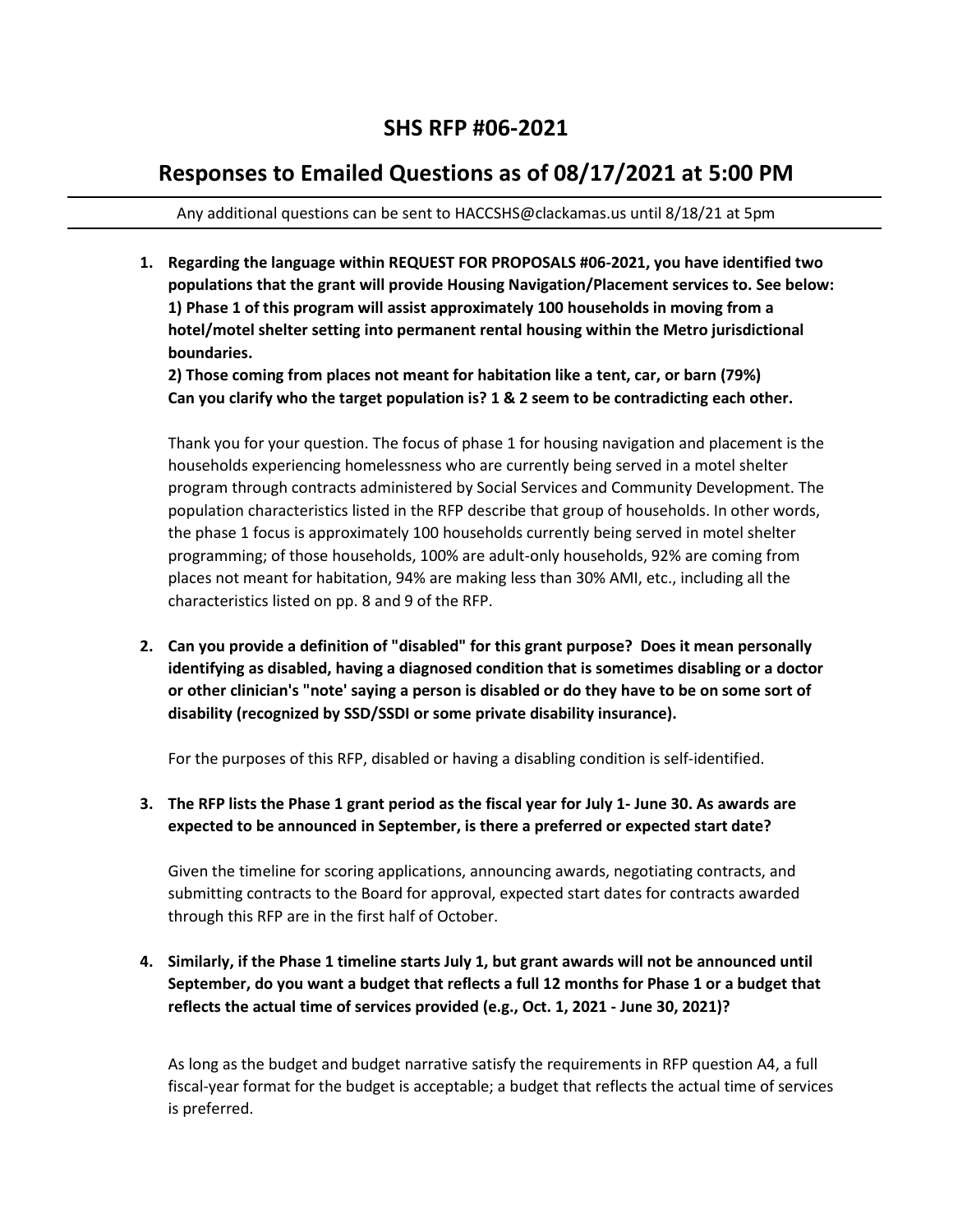# SHS RFP #06-2021

## Responses to Emailed Questions as of 08/17/2021 at 5:00 PM

Any additional questions can be sent to HACCSHS@clackamas.us until 8/18/21 at 5pm

---

1. **Regarding the language within REQUEST FOR PROPOSALS #06-2021, you have identified two populations that the grant will provide Housing Navigation/Placement services to. See below:**
   **1) Phase 1 of this program will assist approximately 100 households in moving from a hotel/motel shelter setting into permanent rental housing within the Metro jurisdictional boundaries.**
   **2) Those coming from places not meant for habitation like a tent, car, or barn (79%)**
   **Can you clarify who the target population is? 1 & 2 seem to be contradicting each other.**

   Thank you for your question. The focus of phase 1 for housing navigation and placement is the households experiencing homelessness who are currently being served in a motel shelter program through contracts administered by Social Services and Community Development. The population characteristics listed in the RFP describe that group of households. In other words, the phase 1 focus is approximately 100 households currently being served in motel shelter programming; of those households, 100% are adult-only households, 92% are coming from places not meant for habitation, 94% are making less than 30% AMI, etc., including all the characteristics listed on pp. 8 and 9 of the RFP.

2. **Can you provide a definition of "disabled" for this grant purpose? Does it mean personally identifying as disabled, having a diagnosed condition that is sometimes disabling or a doctor or other clinician's "note' saying a person is disabled or do they have to be on some sort of disability (recognized by SSD/SSDI or some private disability insurance).**

   For the purposes of this RFP, disabled or having a disabling condition is self-identified.

3. **The RFP lists the Phase 1 grant period as the fiscal year for July 1- June 30. As awards are expected to be announced in September, is there a preferred or expected start date?**

   Given the timeline for scoring applications, announcing awards, negotiating contracts, and submitting contracts to the Board for approval, expected start dates for contracts awarded through this RFP are in the first half of October.

4. **Similarly, if the Phase 1 timeline starts July 1, but grant awards will not be announced until September, do you want a budget that reflects a full 12 months for Phase 1 or a budget that reflects the actual time of services provided (e.g., Oct. 1, 2021 - June 30, 2021)?**

   As long as the budget and budget narrative satisfy the requirements in RFP question A4, a full fiscal-year format for the budget is acceptable; a budget that reflects the actual time of services is preferred.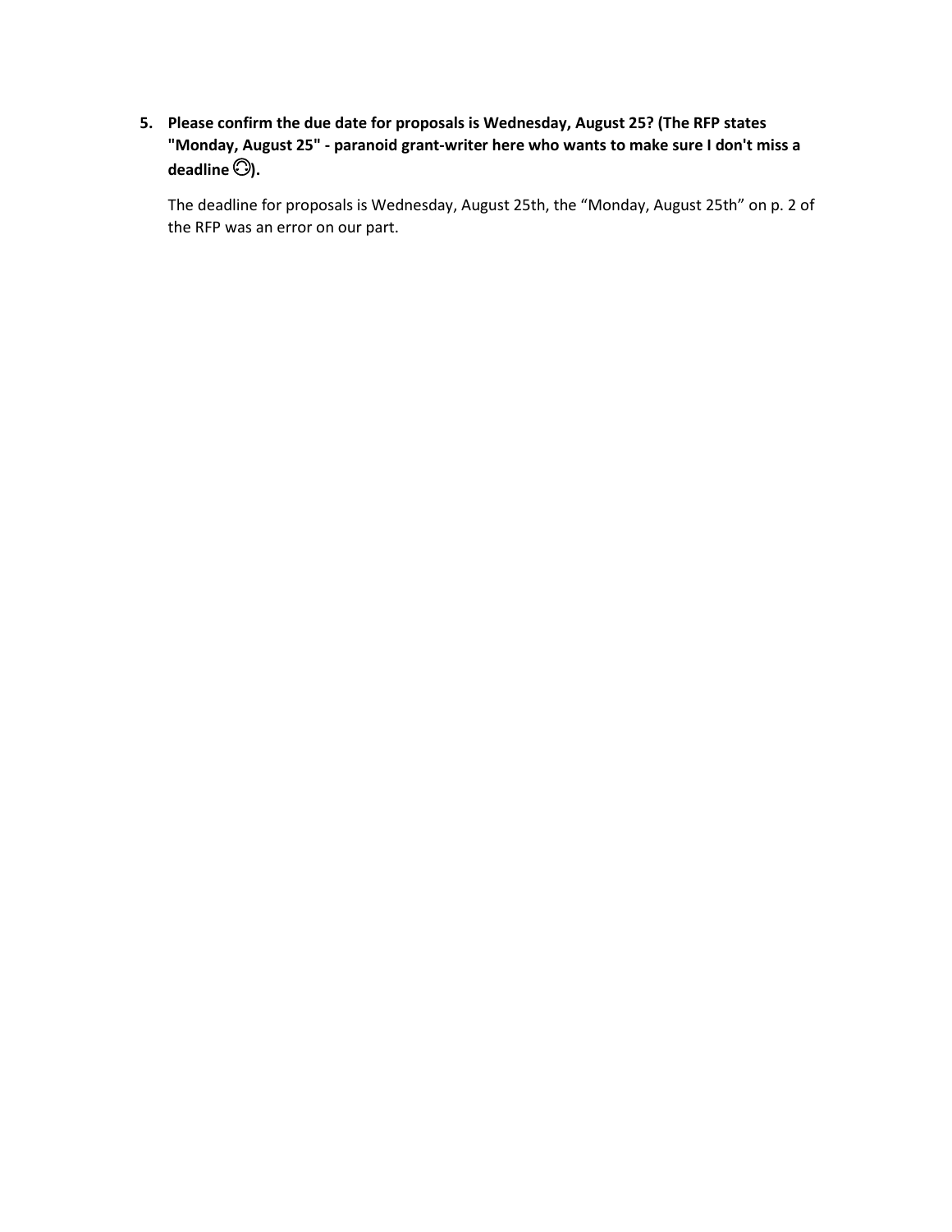5. **Please confirm the due date for proposals is Wednesday, August 25? (The RFP states "Monday, August 25" - paranoid grant-writer here who wants to make sure I don't miss a deadline ☺).**

   The deadline for proposals is Wednesday, August 25th, the "Monday, August 25th" on p. 2 of the RFP was an error on our part.